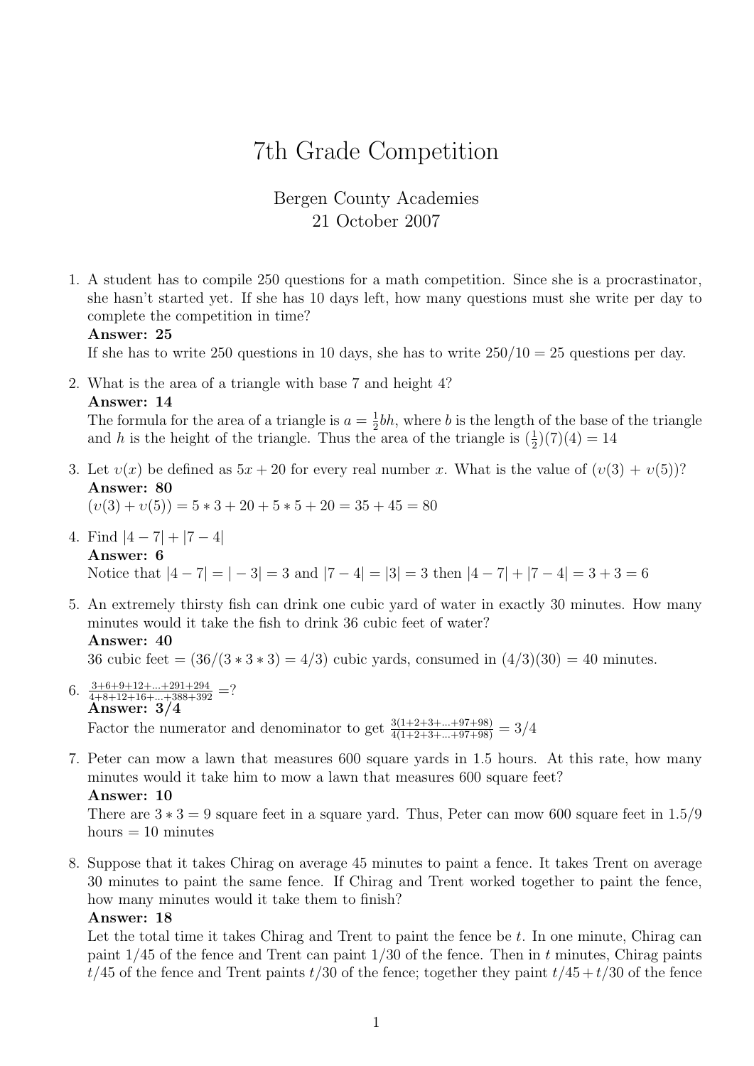# 7th Grade Competition

Bergen County Academies
21 October 2007

1. A student has to compile 250 questions for a math competition. Since she is a procrastinator, she hasn't started yet. If she has 10 days left, how many questions must she write per day to complete the competition in time?
   **Answer: 25**
   If she has to write 250 questions in 10 days, she has to write $250/10 = 25$ questions per day.

2. What is the area of a triangle with base 7 and height 4?
   **Answer: 14**
   The formula for the area of a triangle is $a = \frac{1}{2}bh$, where $b$ is the length of the base of the triangle and $h$ is the height of the triangle. Thus the area of the triangle is $(\frac{1}{2})(7)(4) = 14$

3. Let $v(x)$ be defined as $5x + 20$ for every real number $x$. What is the value of $(v(3) + v(5))$?
   **Answer: 80**
   $(v(3) + v(5)) = 5 * 3 + 20 + 5 * 5 + 20 = 35 + 45 = 80$

4. Find $|4 - 7| + |7 - 4|$
   **Answer: 6**
   Notice that $|4 - 7| = |-3| = 3$ and $|7 - 4| = |3| = 3$ then $|4 - 7| + |7 - 4| = 3 + 3 = 6$

5. An extremely thirsty fish can drink one cubic yard of water in exactly 30 minutes. How many minutes would it take the fish to drink 36 cubic feet of water?
   **Answer: 40**
   36 cubic feet $= (36/(3 * 3 * 3) = 4/3)$ cubic yards, consumed in $(4/3)(30) = 40$ minutes.

6. $\frac{3+6+9+12+...+291+294}{4+8+12+16+...+388+392} = ?$
   **Answer: 3/4**
   Factor the numerator and denominator to get $\frac{3(1+2+3+...+97+98)}{4(1+2+3+...+97+98)} = 3/4$

7. Peter can mow a lawn that measures 600 square yards in 1.5 hours. At this rate, how many minutes would it take him to mow a lawn that measures 600 square feet?
   **Answer: 10**
   There are $3 * 3 = 9$ square feet in a square yard. Thus, Peter can mow 600 square feet in $1.5/9$ hours $= 10$ minutes

8. Suppose that it takes Chirag on average 45 minutes to paint a fence. It takes Trent on average 30 minutes to paint the same fence. If Chirag and Trent worked together to paint the fence, how many minutes would it take them to finish?
   **Answer: 18**
   Let the total time it takes Chirag and Trent to paint the fence be $t$. In one minute, Chirag can paint $1/45$ of the fence and Trent can paint $1/30$ of the fence. Then in $t$ minutes, Chirag paints $t/45$ of the fence and Trent paints $t/30$ of the fence; together they paint $t/45 + t/30$ of the fence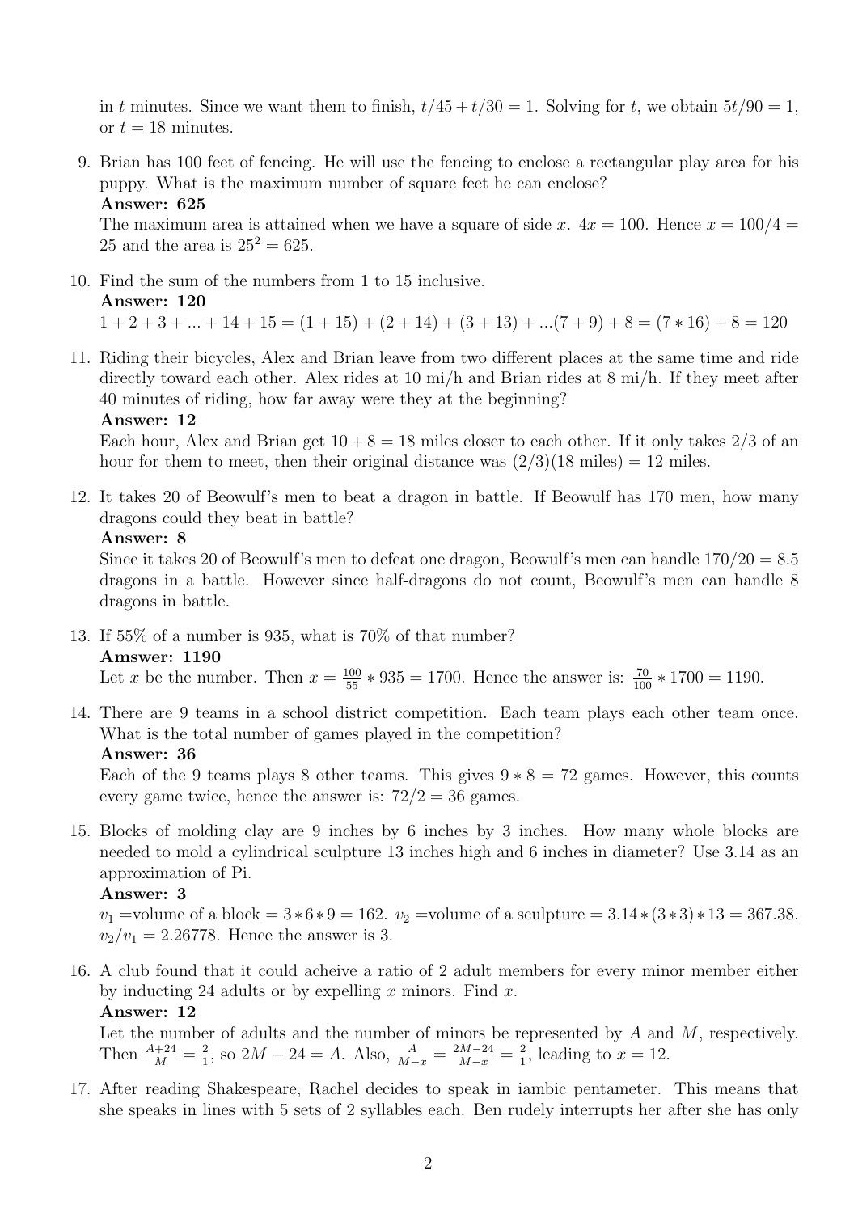in $t$ minutes. Since we want them to finish, $t/45 + t/30 = 1$. Solving for $t$, we obtain $5t/90 = 1$, or $t = 18$ minutes.

9. Brian has 100 feet of fencing. He will use the fencing to enclose a rectangular play area for his puppy. What is the maximum number of square feet he can enclose?
   **Answer: 625**
   The maximum area is attained when we have a square of side $x$. $4x = 100$. Hence $x = 100/4 = 25$ and the area is $25^2 = 625$.

10. Find the sum of the numbers from 1 to 15 inclusive.
    **Answer: 120**
    $1 + 2 + 3 + ... + 14 + 15 = (1 + 15) + (2 + 14) + (3 + 13) + ...(7 + 9) + 8 = (7 * 16) + 8 = 120$

11. Riding their bicycles, Alex and Brian leave from two different places at the same time and ride directly toward each other. Alex rides at 10 mi/h and Brian rides at 8 mi/h. If they meet after 40 minutes of riding, how far away were they at the beginning?
    **Answer: 12**
    Each hour, Alex and Brian get $10 + 8 = 18$ miles closer to each other. If it only takes 2/3 of an hour for them to meet, then their original distance was $(2/3)(18 \text{ miles}) = 12$ miles.

12. It takes 20 of Beowulf's men to beat a dragon in battle. If Beowulf has 170 men, how many dragons could they beat in battle?
    **Answer: 8**
    Since it takes 20 of Beowulf's men to defeat one dragon, Beowulf's men can handle $170/20 = 8.5$ dragons in a battle. However since half-dragons do not count, Beowulf's men can handle 8 dragons in battle.

13. If 55% of a number is 935, what is 70% of that number?
    **Amswer: 1190**
    Let $x$ be the number. Then $x = \frac{100}{55} * 935 = 1700$. Hence the answer is: $\frac{70}{100} * 1700 = 1190$.

14. There are 9 teams in a school district competition. Each team plays each other team once. What is the total number of games played in the competition?
    **Answer: 36**
    Each of the 9 teams plays 8 other teams. This gives $9 * 8 = 72$ games. However, this counts every game twice, hence the answer is: $72/2 = 36$ games.

15. Blocks of molding clay are 9 inches by 6 inches by 3 inches. How many whole blocks are needed to mold a cylindrical sculpture 13 inches high and 6 inches in diameter? Use 3.14 as an approximation of Pi.
    **Answer: 3**
    $v_1$ =volume of a block $= 3 * 6 * 9 = 162$. $v_2$ =volume of a sculpture $= 3.14 * (3 * 3) * 13 = 367.38$. $v_2/v_1 = 2.26778$. Hence the answer is 3.

16. A club found that it could acheive a ratio of 2 adult members for every minor member either by inducting 24 adults or by expelling $x$ minors. Find $x$.
    **Answer: 12**
    Let the number of adults and the number of minors be represented by $A$ and $M$, respectively. Then $\frac{A+24}{M} = \frac{2}{1}$, so $2M - 24 = A$. Also, $\frac{A}{M-x} = \frac{2M-24}{M-x} = \frac{2}{1}$, leading to $x = 12$.

17. After reading Shakespeare, Rachel decides to speak in iambic pentameter. This means that she speaks in lines with 5 sets of 2 syllables each. Ben rudely interrupts her after she has only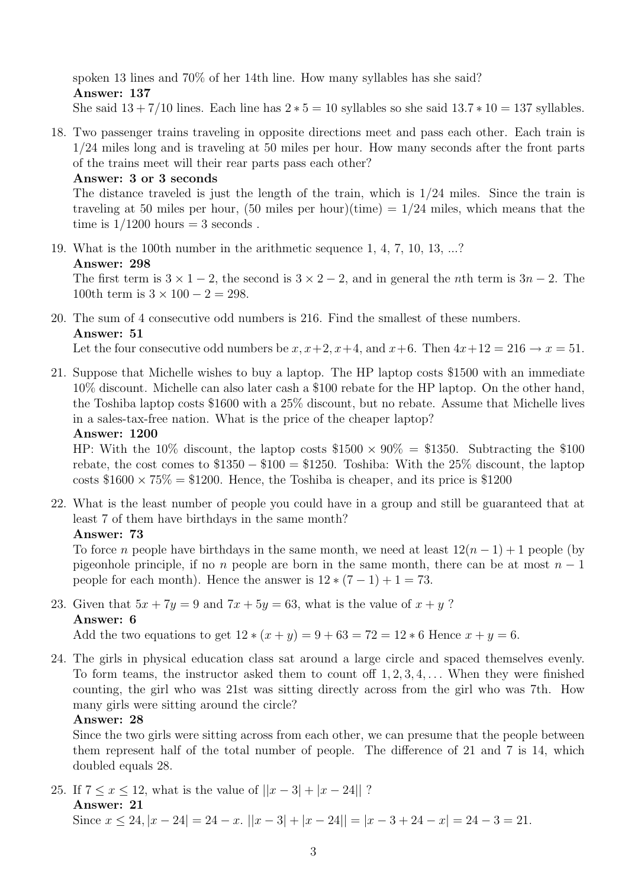spoken 13 lines and 70% of her 14th line. How many syllables has she said?

**Answer: 137**

She said $13 + 7/10$ lines. Each line has $2 * 5 = 10$ syllables so she said $13.7 * 10 = 137$ syllables.

18. Two passenger trains traveling in opposite directions meet and pass each other. Each train is $1/24$ miles long and is traveling at 50 miles per hour. How many seconds after the front parts of the trains meet will their rear parts pass each other?

    **Answer: 3 or 3 seconds**

    The distance traveled is just the length of the train, which is $1/24$ miles. Since the train is traveling at 50 miles per hour, (50 miles per hour)(time) = $1/24$ miles, which means that the time is $1/1200$ hours = 3 seconds .

19. What is the 100th number in the arithmetic sequence 1, 4, 7, 10, 13, ...?

    **Answer: 298**

    The first term is $3 \times 1 - 2$, the second is $3 \times 2 - 2$, and in general the $n$th term is $3n - 2$. The 100th term is $3 \times 100 - 2 = 298$.

20. The sum of 4 consecutive odd numbers is 216. Find the smallest of these numbers.

    **Answer: 51**

    Let the four consecutive odd numbers be $x, x+2, x+4$, and $x+6$. Then $4x+12 = 216 \rightarrow x = 51$.

21. Suppose that Michelle wishes to buy a laptop. The HP laptop costs \$1500 with an immediate 10% discount. Michelle can also later cash a \$100 rebate for the HP laptop. On the other hand, the Toshiba laptop costs \$1600 with a 25% discount, but no rebate. Assume that Michelle lives in a sales-tax-free nation. What is the price of the cheaper laptop?

    **Answer: 1200**

    HP: With the 10% discount, the laptop costs $\$1500 \times 90\% = \$1350$. Subtracting the \$100 rebate, the cost comes to $\$1350 - \$100 = \$1250$. Toshiba: With the 25% discount, the laptop costs $\$1600 \times 75\% = \$1200$. Hence, the Toshiba is cheaper, and its price is \$1200

22. What is the least number of people you could have in a group and still be guaranteed that at least 7 of them have birthdays in the same month?

    **Answer: 73**

    To force $n$ people have birthdays in the same month, we need at least $12(n - 1) + 1$ people (by pigeonhole principle, if no $n$ people are born in the same month, there can be at most $n - 1$ people for each month). Hence the answer is $12 * (7 - 1) + 1 = 73$.

23. Given that $5x + 7y = 9$ and $7x + 5y = 63$, what is the value of $x + y$ ?

    **Answer: 6**

    Add the two equations to get $12 * (x + y) = 9 + 63 = 72 = 12 * 6$ Hence $x + y = 6$.

24. The girls in physical education class sat around a large circle and spaced themselves evenly. To form teams, the instructor asked them to count off $1, 2, 3, 4, \ldots$ When they were finished counting, the girl who was 21st was sitting directly across from the girl who was 7th. How many girls were sitting around the circle?

    **Answer: 28**

    Since the two girls were sitting across from each other, we can presume that the people between them represent half of the total number of people. The difference of 21 and 7 is 14, which doubled equals 28.

25. If $7 \leq x \leq 12$, what is the value of $||x - 3| + |x - 24||$ ?

    **Answer: 21**

    Since $x \leq 24, |x - 24| = 24 - x$. $||x - 3| + |x - 24|| = |x - 3 + 24 - x| = 24 - 3 = 21$.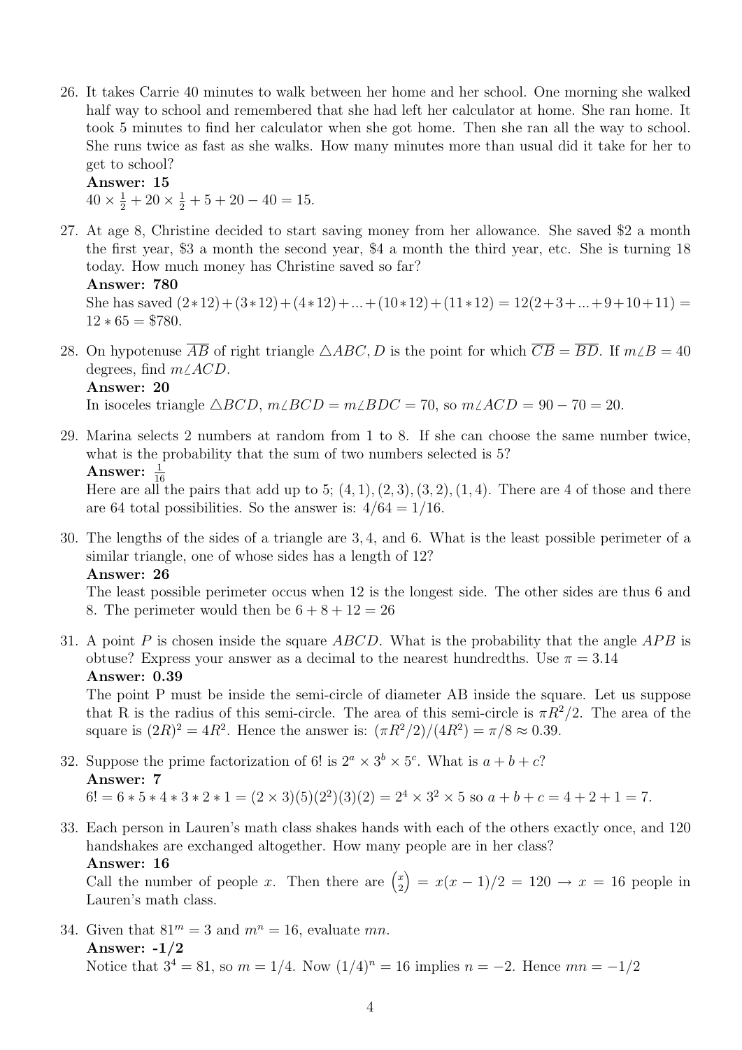26. It takes Carrie 40 minutes to walk between her home and her school. One morning she walked half way to school and remembered that she had left her calculator at home. She ran home. It took 5 minutes to find her calculator when she got home. Then she ran all the way to school. She runs twice as fast as she walks. How many minutes more than usual did it take for her to get to school?
**Answer: 15**
$40 \times \frac{1}{2} + 20 \times \frac{1}{2} + 5 + 20 - 40 = 15.$

27. At age 8, Christine decided to start saving money from her allowance. She saved \$2 a month the first year, \$3 a month the second year, \$4 a month the third year, etc. She is turning 18 today. How much money has Christine saved so far?
**Answer: 780**
She has saved $(2*12)+(3*12)+(4*12)+...+(10*12)+(11*12) = 12(2+3+...+9+10+11) = 12*65 = \$780$.

28. On hypotenuse $\overline{AB}$ of right triangle $\triangle ABC$, $D$ is the point for which $\overline{CB} = \overline{BD}$. If $m\angle B = 40$ degrees, find $m\angle ACD$.
**Answer: 20**
In isoceles triangle $\triangle BCD$, $m\angle BCD = m\angle BDC = 70$, so $m\angle ACD = 90 - 70 = 20$.

29. Marina selects 2 numbers at random from 1 to 8. If she can choose the same number twice, what is the probability that the sum of two numbers selected is 5?
**Answer:** $\frac{1}{16}$
Here are all the pairs that add up to 5; $(4,1), (2,3), (3,2), (1,4)$. There are 4 of those and there are 64 total possibilities. So the answer is: $4/64 = 1/16$.

30. The lengths of the sides of a triangle are $3, 4$, and $6$. What is the least possible perimeter of a similar triangle, one of whose sides has a length of 12?
**Answer: 26**
The least possible perimeter occus when 12 is the longest side. The other sides are thus 6 and 8. The perimeter would then be $6 + 8 + 12 = 26$

31. A point $P$ is chosen inside the square $ABCD$. What is the probability that the angle $APB$ is obtuse? Express your answer as a decimal to the nearest hundredths. Use $\pi = 3.14$
**Answer: 0.39**
The point P must be inside the semi-circle of diameter AB inside the square. Let us suppose that R is the radius of this semi-circle. The area of this semi-circle is $\pi R^2/2$. The area of the square is $(2R)^2 = 4R^2$. Hence the answer is: $(\pi R^2/2)/(4R^2) = \pi/8 \approx 0.39$.

32. Suppose the prime factorization of $6!$ is $2^a \times 3^b \times 5^c$. What is $a + b + c$?
**Answer: 7**
$6! = 6*5*4*3*2*1 = (2 \times 3)(5)(2^2)(3)(2) = 2^4 \times 3^2 \times 5$ so $a + b + c = 4 + 2 + 1 = 7$.

33. Each person in Lauren's math class shakes hands with each of the others exactly once, and 120 handshakes are exchanged altogether. How many people are in her class?
**Answer: 16**
Call the number of people $x$. Then there are $\binom{x}{2} = x(x-1)/2 = 120 \rightarrow x = 16$ people in Lauren's math class.

34. Given that $81^m = 3$ and $m^n = 16$, evaluate $mn$.
**Answer: -1/2**
Notice that $3^4 = 81$, so $m = 1/4$. Now $(1/4)^n = 16$ implies $n = -2$. Hence $mn = -1/2$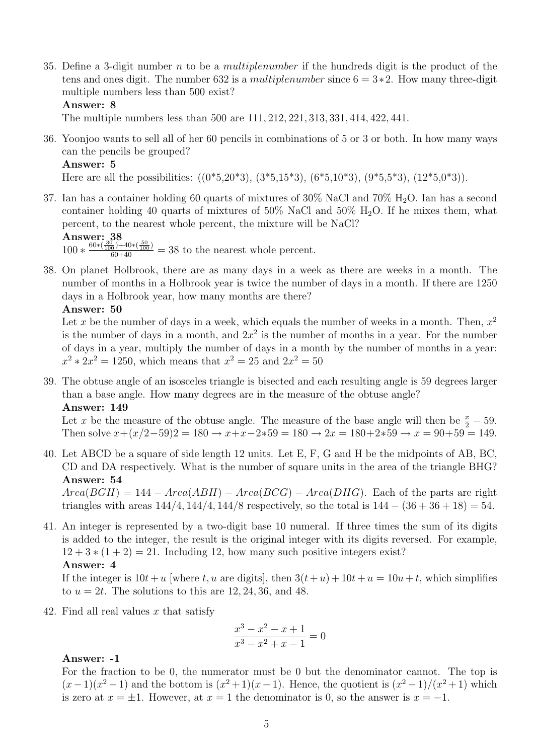35. Define a 3-digit number $n$ to be a *multiplenumber* if the hundreds digit is the product of the tens and ones digit. The number 632 is a *multiplenumber* since $6 = 3*2$. How many three-digit multiple numbers less than 500 exist?

    **Answer: 8**

    The multiple numbers less than 500 are $111, 212, 221, 313, 331, 414, 422, 441$.

36. Yoonjoo wants to sell all of her 60 pencils in combinations of 5 or 3 or both. In how many ways can the pencils be grouped?

    **Answer: 5**

    Here are all the possibilities: ((0*5,20*3), (3*5,15*3), (6*5,10*3), (9*5,5*3), (12*5,0*3)).

37. Ian has a container holding 60 quarts of mixtures of 30% NaCl and 70% $H_2O$. Ian has a second container holding 40 quarts of mixtures of 50% NaCl and 50% $H_2O$. If he mixes them, what percent, to the nearest whole percent, the mixture will be NaCl?

    **Answer: 38**

    $100 * \frac{60*(\frac{30}{100})+40*(\frac{50}{100})}{60+40} = 38$ to the nearest whole percent.

38. On planet Holbrook, there are as many days in a week as there are weeks in a month. The number of months in a Holbrook year is twice the number of days in a month. If there are 1250 days in a Holbrook year, how many months are there?

    **Answer: 50**

    Let $x$ be the number of days in a week, which equals the number of weeks in a month. Then, $x^2$ is the number of days in a month, and $2x^2$ is the number of months in a year. For the number of days in a year, multiply the number of days in a month by the number of months in a year: $x^2 * 2x^2 = 1250$, which means that $x^2 = 25$ and $2x^2 = 50$

39. The obtuse angle of an isosceles triangle is bisected and each resulting angle is 59 degrees larger than a base angle. How many degrees are in the measure of the obtuse angle?

    **Answer: 149**

    Let $x$ be the measure of the obtuse angle. The measure of the base angle will then be $\frac{x}{2} - 59$. Then solve $x+(x/2-59)2 = 180 \rightarrow x+x-2*59 = 180 \rightarrow 2x = 180+2*59 \rightarrow x = 90+59 = 149$.

40. Let ABCD be a square of side length 12 units. Let E, F, G and H be the midpoints of AB, BC, CD and DA respectively. What is the number of square units in the area of the triangle BHG?

    **Answer: 54**

    $Area(BGH) = 144 - Area(ABH) - Area(BCG) - Area(DHG)$. Each of the parts are right triangles with areas $144/4, 144/4, 144/8$ respectively, so the total is $144 - (36 + 36 + 18) = 54$.

41. An integer is represented by a two-digit base 10 numeral. If three times the sum of its digits is added to the integer, the result is the original integer with its digits reversed. For example, $12 + 3 * (1 + 2) = 21$. Including 12, how many such positive integers exist?

    **Answer: 4**

    If the integer is $10t + u$ [where $t, u$ are digits], then $3(t + u) + 10t + u = 10u + t$, which simplifies to $u = 2t$. The solutions to this are $12, 24, 36$, and $48$.

42. Find all real values $x$ that satisfy

    $$\frac{x^3 - x^2 - x + 1}{x^3 - x^2 + x - 1} = 0$$

    **Answer: -1**

    For the fraction to be 0, the numerator must be 0 but the denominator cannot. The top is $(x - 1)(x^2 - 1)$ and the bottom is $(x^2 + 1)(x - 1)$. Hence, the quotient is $(x^2 - 1)/(x^2 + 1)$ which is zero at $x = \pm 1$. However, at $x = 1$ the denominator is 0, so the answer is $x = -1$.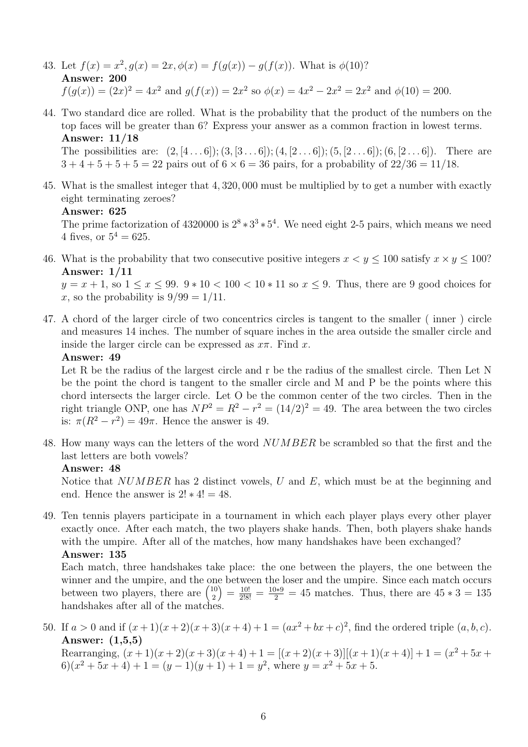43. Let $f(x) = x^2, g(x) = 2x, \phi(x) = f(g(x)) - g(f(x))$. What is $\phi(10)$?
**Answer: 200**
$f(g(x)) = (2x)^2 = 4x^2$ and $g(f(x)) = 2x^2$ so $\phi(x) = 4x^2 - 2x^2 = 2x^2$ and $\phi(10) = 200$.

44. Two standard dice are rolled. What is the probability that the product of the numbers on the top faces will be greater than 6? Express your answer as a common fraction in lowest terms.
**Answer: 11/18**
The possibilities are: $(2, [4 \dots 6]); (3, [3 \dots 6]); (4, [2 \dots 6]); (5, [2 \dots 6]); (6, [2 \dots 6])$. There are $3 + 4 + 5 + 5 + 5 = 22$ pairs out of $6 \times 6 = 36$ pairs, for a probability of $22/36 = 11/18$.

45. What is the smallest integer that 4,320,000 must be multiplied by to get a number with exactly eight terminating zeroes?
**Answer: 625**
The prime factorization of 4320000 is $2^8 * 3^3 * 5^4$. We need eight 2-5 pairs, which means we need 4 fives, or $5^4 = 625$.

46. What is the probability that two consecutive positive integers $x < y \leq 100$ satisfy $x \times y \leq 100$?
**Answer: 1/11**
$y = x + 1$, so $1 \leq x \leq 99$. $9 * 10 < 100 < 10 * 11$ so $x \leq 9$. Thus, there are 9 good choices for $x$, so the probability is $9/99 = 1/11$.

47. A chord of the larger circle of two concentrics circles is tangent to the smaller ( inner ) circle and measures 14 inches. The number of square inches in the area outside the smaller circle and inside the larger circle can be expressed as $x\pi$. Find $x$.
**Answer: 49**
Let R be the radius of the largest circle and r be the radius of the smallest circle. Then Let N be the point the chord is tangent to the smaller circle and M and P be the points where this chord intersects the larger circle. Let O be the common center of the two circles. Then in the right triangle ONP, one has $NP^2 = R^2 - r^2 = (14/2)^2 = 49$. The area between the two circles is: $\pi(R^2 - r^2) = 49\pi$. Hence the answer is 49.

48. How many ways can the letters of the word $NUMBER$ be scrambled so that the first and the last letters are both vowels?
**Answer: 48**
Notice that $NUMBER$ has 2 distinct vowels, $U$ and $E$, which must be at the beginning and end. Hence the answer is $2! * 4! = 48$.

49. Ten tennis players participate in a tournament in which each player plays every other player exactly once. After each match, the two players shake hands. Then, both players shake hands with the umpire. After all of the matches, how many handshakes have been exchanged?
**Answer: 135**
Each match, three handshakes take place: the one between the players, the one between the winner and the umpire, and the one between the loser and the umpire. Since each match occurs between two players, there are $\binom{10}{2} = \frac{10!}{2!8!} = \frac{10*9}{2} = 45$ matches. Thus, there are $45 * 3 = 135$ handshakes after all of the matches.

50. If $a > 0$ and if $(x+1)(x+2)(x+3)(x+4)+1 = (ax^2+bx+c)^2$, find the ordered triple $(a, b, c)$.
**Answer: (1,5,5)**
Rearranging, $(x+1)(x+2)(x+3)(x+4)+1 = [(x+2)(x+3)][(x+1)(x+4)]+1 = (x^2+5x+6)(x^2+5x+4)+1 = (y-1)(y+1)+1 = y^2$, where $y = x^2+5x+5$.